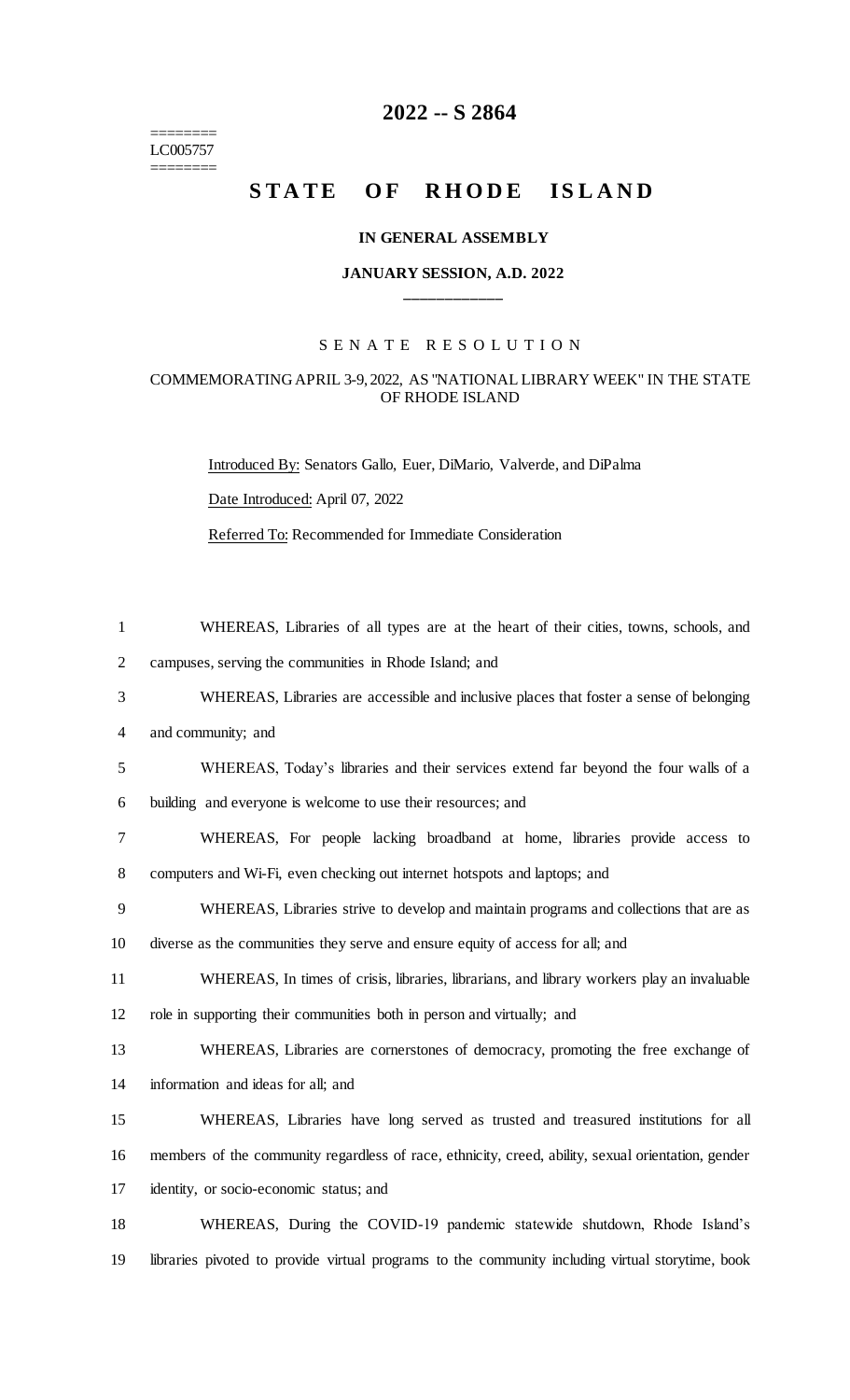# 2022 -- S 2864

========
LC005757
========

# STATE OF RHODE ISLAND

## IN GENERAL ASSEMBLY

## JANUARY SESSION, A.D. 2022

____________

S E N A T E   R E S O L U T I O N

COMMEMORATING APRIL 3-9, 2022, AS "NATIONAL LIBRARY WEEK" IN THE STATE OF RHODE ISLAND

Introduced By: Senators Gallo, Euer, DiMario, Valverde, and DiPalma

Date Introduced: April 07, 2022

Referred To: Recommended for Immediate Consideration

1 WHEREAS, Libraries of all types are at the heart of their cities, towns, schools, and
2 campuses, serving the communities in Rhode Island; and
3 WHEREAS, Libraries are accessible and inclusive places that foster a sense of belonging
4 and community; and
5 WHEREAS, Today's libraries and their services extend far beyond the four walls of a
6 building and everyone is welcome to use their resources; and
7 WHEREAS, For people lacking broadband at home, libraries provide access to
8 computers and Wi-Fi, even checking out internet hotspots and laptops; and
9 WHEREAS, Libraries strive to develop and maintain programs and collections that are as
10 diverse as the communities they serve and ensure equity of access for all; and
11 WHEREAS, In times of crisis, libraries, librarians, and library workers play an invaluable
12 role in supporting their communities both in person and virtually; and
13 WHEREAS, Libraries are cornerstones of democracy, promoting the free exchange of
14 information and ideas for all; and
15 WHEREAS, Libraries have long served as trusted and treasured institutions for all
16 members of the community regardless of race, ethnicity, creed, ability, sexual orientation, gender
17 identity, or socio-economic status; and
18 WHEREAS, During the COVID-19 pandemic statewide shutdown, Rhode Island's
19 libraries pivoted to provide virtual programs to the community including virtual storytime, book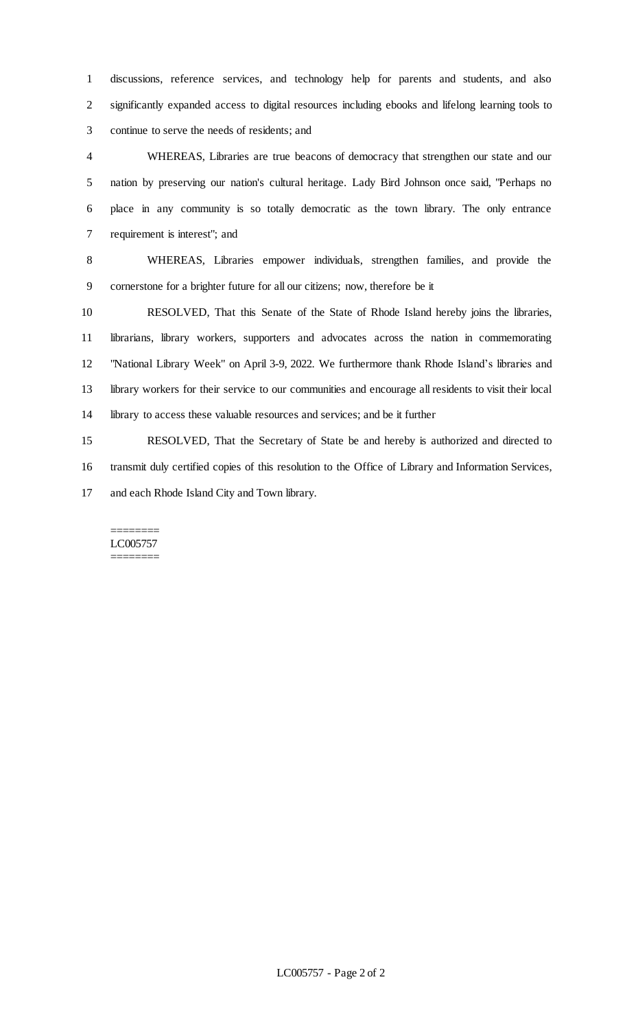discussions, reference services, and technology help for parents and students, and also significantly expanded access to digital resources including ebooks and lifelong learning tools to continue to serve the needs of residents; and

WHEREAS, Libraries are true beacons of democracy that strengthen our state and our nation by preserving our nation's cultural heritage. Lady Bird Johnson once said, "Perhaps no place in any community is so totally democratic as the town library. The only entrance requirement is interest"; and

WHEREAS, Libraries empower individuals, strengthen families, and provide the cornerstone for a brighter future for all our citizens; now, therefore be it

RESOLVED, That this Senate of the State of Rhode Island hereby joins the libraries, librarians, library workers, supporters and advocates across the nation in commemorating "National Library Week" on April 3-9, 2022. We furthermore thank Rhode Island's libraries and library workers for their service to our communities and encourage all residents to visit their local library to access these valuable resources and services; and be it further

RESOLVED, That the Secretary of State be and hereby is authorized and directed to transmit duly certified copies of this resolution to the Office of Library and Information Services, and each Rhode Island City and Town library.

========
LC005757
========